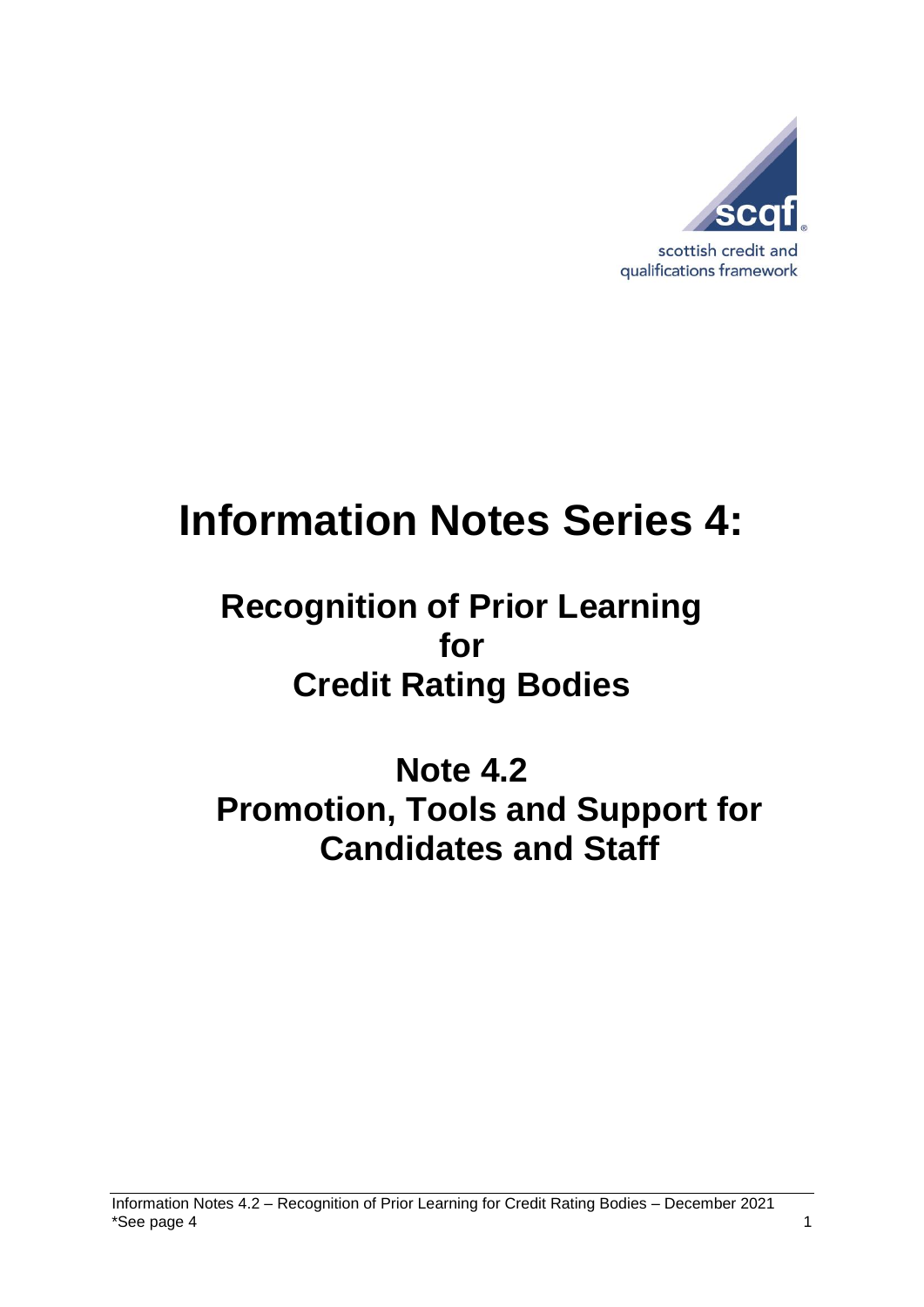scottish credit and qualifications framework

# Information Notes Series 4:

## Recognition of Prior Learning for Credit Rating Bodies

## Note 4.2 Promotion, Tools and Support for Candidates and Staff

*See page 4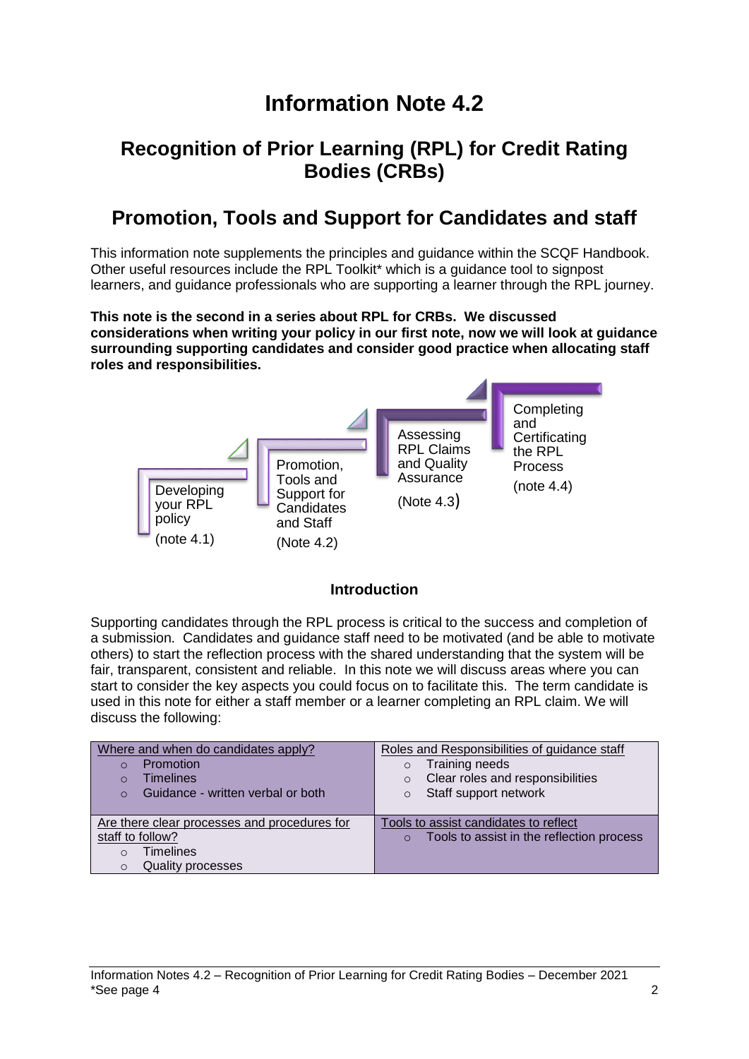# Information Note 4.2

## Recognition of Prior Learning (RPL) for Credit Rating Bodies (CRBs)

## Promotion, Tools and Support for Candidates and staff

This information note supplements the principles and guidance within the SCQF Handbook. Other useful resources include the RPL Toolkit* which is a guidance tool to signpost learners, and guidance professionals who are supporting a learner through the RPL journey.

**This note is the second in a series about RPL for CRBs. We discussed considerations when writing your policy in our first note, now we will look at guidance surrounding supporting candidates and consider good practice when allocating staff roles and responsibilities.**

Developing your RPL policy (note 4.1)

Promotion, Tools and Support for Candidates and Staff (Note 4.2)

Assessing RPL Claims and Quality Assurance (Note 4.3)

Completing and Certificating the RPL Process (note 4.4)

### Introduction

Supporting candidates through the RPL process is critical to the success and completion of a submission. Candidates and guidance staff need to be motivated (and be able to motivate others) to start the reflection process with the shared understanding that the system will be fair, transparent, consistent and reliable. In this note we will discuss areas where you can start to consider the key aspects you could focus on to facilitate this. The term candidate is used in this note for either a staff member or a learner completing an RPL claim. We will discuss the following:

| | |
|---|---|
| Where and when do candidates apply?<br>◦ Promotion<br>◦ Timelines<br>◦ Guidance - written verbal or both | Roles and Responsibilities of guidance staff<br>◦ Training needs<br>◦ Clear roles and responsibilities<br>◦ Staff support network |
| Are there clear processes and procedures for staff to follow?<br>◦ Timelines<br>◦ Quality processes | Tools to assist candidates to reflect<br>◦ Tools to assist in the reflection process |

*See page 4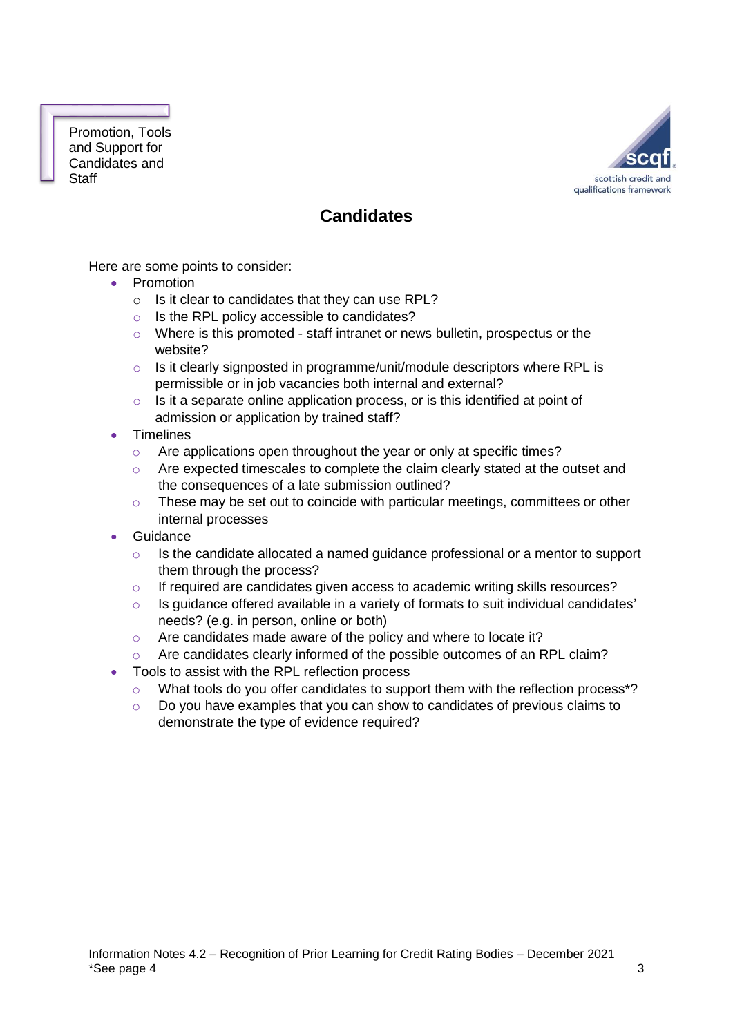Promotion, Tools and Support for Candidates and Staff

## Candidates

Here are some points to consider:

- Promotion
  - Is it clear to candidates that they can use RPL?
  - Is the RPL policy accessible to candidates?
  - Where is this promoted - staff intranet or news bulletin, prospectus or the website?
  - Is it clearly signposted in programme/unit/module descriptors where RPL is permissible or in job vacancies both internal and external?
  - Is it a separate online application process, or is this identified at point of admission or application by trained staff?
- Timelines
  - Are applications open throughout the year or only at specific times?
  - Are expected timescales to complete the claim clearly stated at the outset and the consequences of a late submission outlined?
  - These may be set out to coincide with particular meetings, committees or other internal processes
- Guidance
  - Is the candidate allocated a named guidance professional or a mentor to support them through the process?
  - If required are candidates given access to academic writing skills resources?
  - Is guidance offered available in a variety of formats to suit individual candidates' needs? (e.g. in person, online or both)
  - Are candidates made aware of the policy and where to locate it?
  - Are candidates clearly informed of the possible outcomes of an RPL claim?
- Tools to assist with the RPL reflection process
  - What tools do you offer candidates to support them with the reflection process*?
  - Do you have examples that you can show to candidates of previous claims to demonstrate the type of evidence required?

*See page 4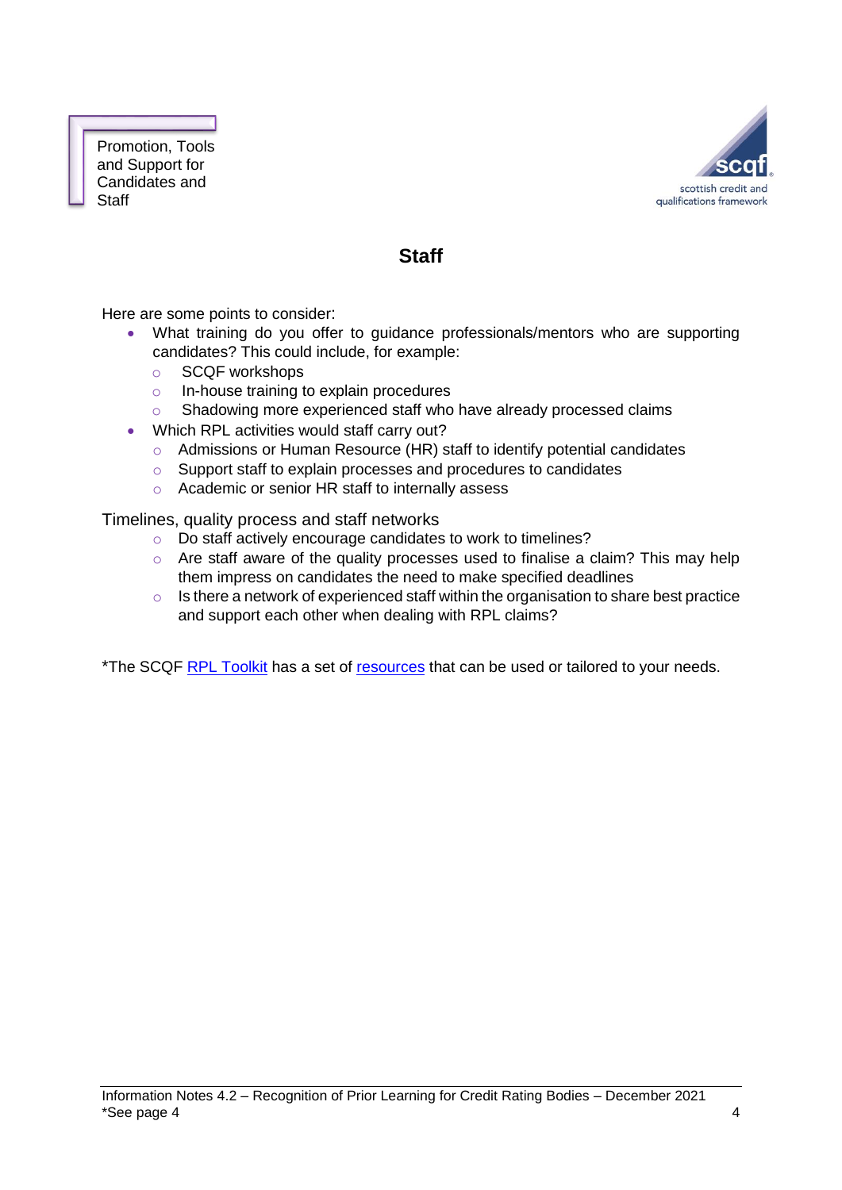Promotion, Tools and Support for Candidates and Staff

## Staff

Here are some points to consider:

- What training do you offer to guidance professionals/mentors who are supporting candidates? This could include, for example:
  - SCQF workshops
  - In-house training to explain procedures
  - Shadowing more experienced staff who have already processed claims
- Which RPL activities would staff carry out?
  - Admissions or Human Resource (HR) staff to identify potential candidates
  - Support staff to explain processes and procedures to candidates
  - Academic or senior HR staff to internally assess

Timelines, quality process and staff networks

- Do staff actively encourage candidates to work to timelines?
- Are staff aware of the quality processes used to finalise a claim? This may help them impress on candidates the need to make specified deadlines
- Is there a network of experienced staff within the organisation to share best practice and support each other when dealing with RPL claims?

*The SCQF RPL Toolkit has a set of resources that can be used or tailored to your needs.

*See page 4